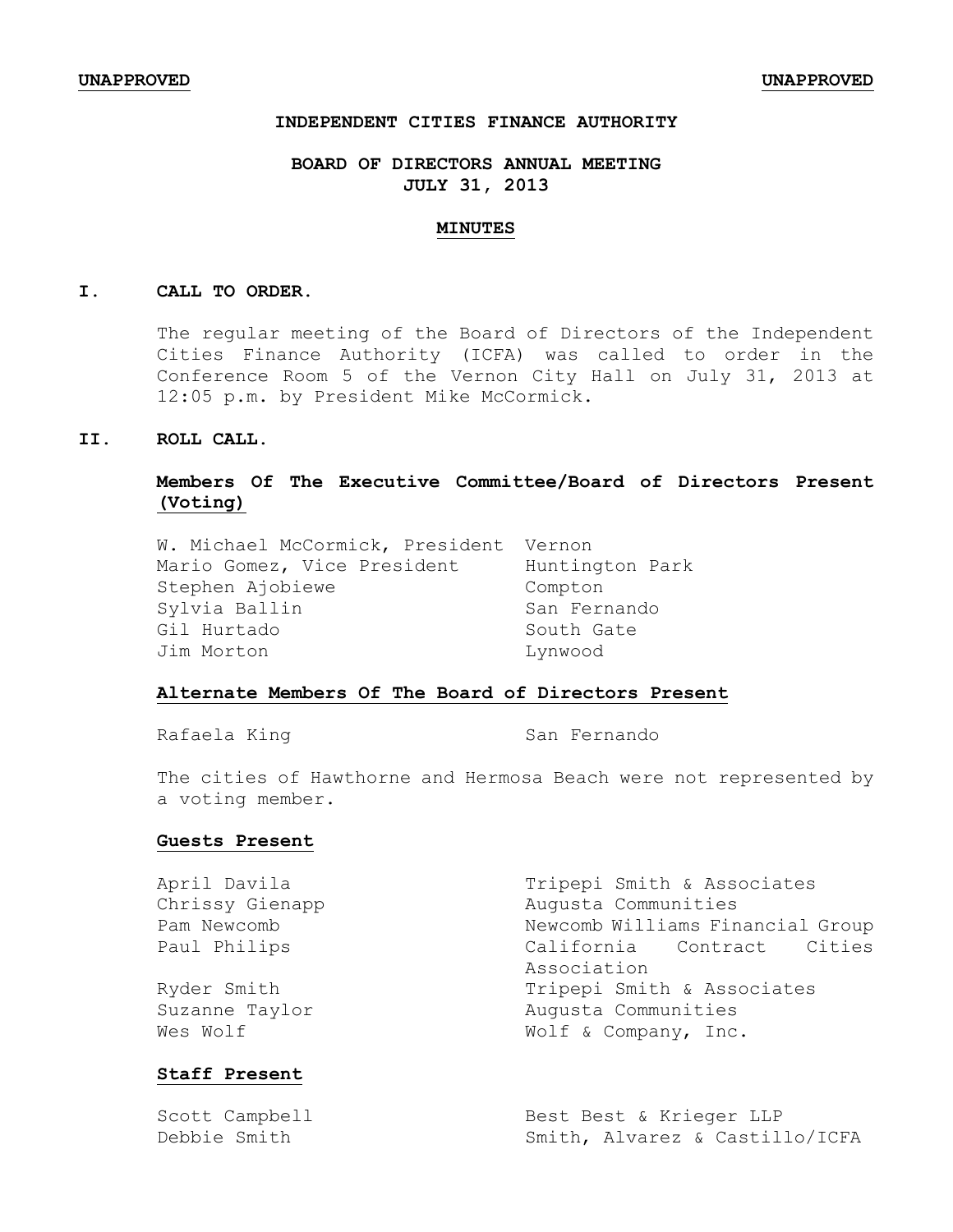**UNAPPROVED** **UNAPPROVED**

**INDEPENDENT CITIES FINANCE AUTHORITY**

**BOARD OF DIRECTORS ANNUAL MEETING**
**JULY 31, 2013**

**MINUTES**

## I. CALL TO ORDER.

The regular meeting of the Board of Directors of the Independent Cities Finance Authority (ICFA) was called to order in the Conference Room 5 of the Vernon City Hall on July 31, 2013 at 12:05 p.m. by President Mike McCormick.

## II. ROLL CALL.

### Members Of The Executive Committee/Board of Directors Present (Voting)

| | |
|---|---|
| W. Michael McCormick, President | Vernon |
| Mario Gomez, Vice President | Huntington Park |
| Stephen Ajobiewe | Compton |
| Sylvia Ballin | San Fernando |
| Gil Hurtado | South Gate |
| Jim Morton | Lynwood |

### Alternate Members Of The Board of Directors Present

| | |
|---|---|
| Rafaela King | San Fernando |

The cities of Hawthorne and Hermosa Beach were not represented by a voting member.

### Guests Present

| | |
|---|---|
| April Davila | Tripepi Smith & Associates |
| Chrissy Gienapp | Augusta Communities |
| Pam Newcomb | Newcomb Williams Financial Group |
| Paul Philips | California Contract Cities Association |
| Ryder Smith | Tripepi Smith & Associates |
| Suzanne Taylor | Augusta Communities |
| Wes Wolf | Wolf & Company, Inc. |

### Staff Present

| | |
|---|---|
| Scott Campbell | Best Best & Krieger LLP |
| Debbie Smith | Smith, Alvarez & Castillo/ICFA |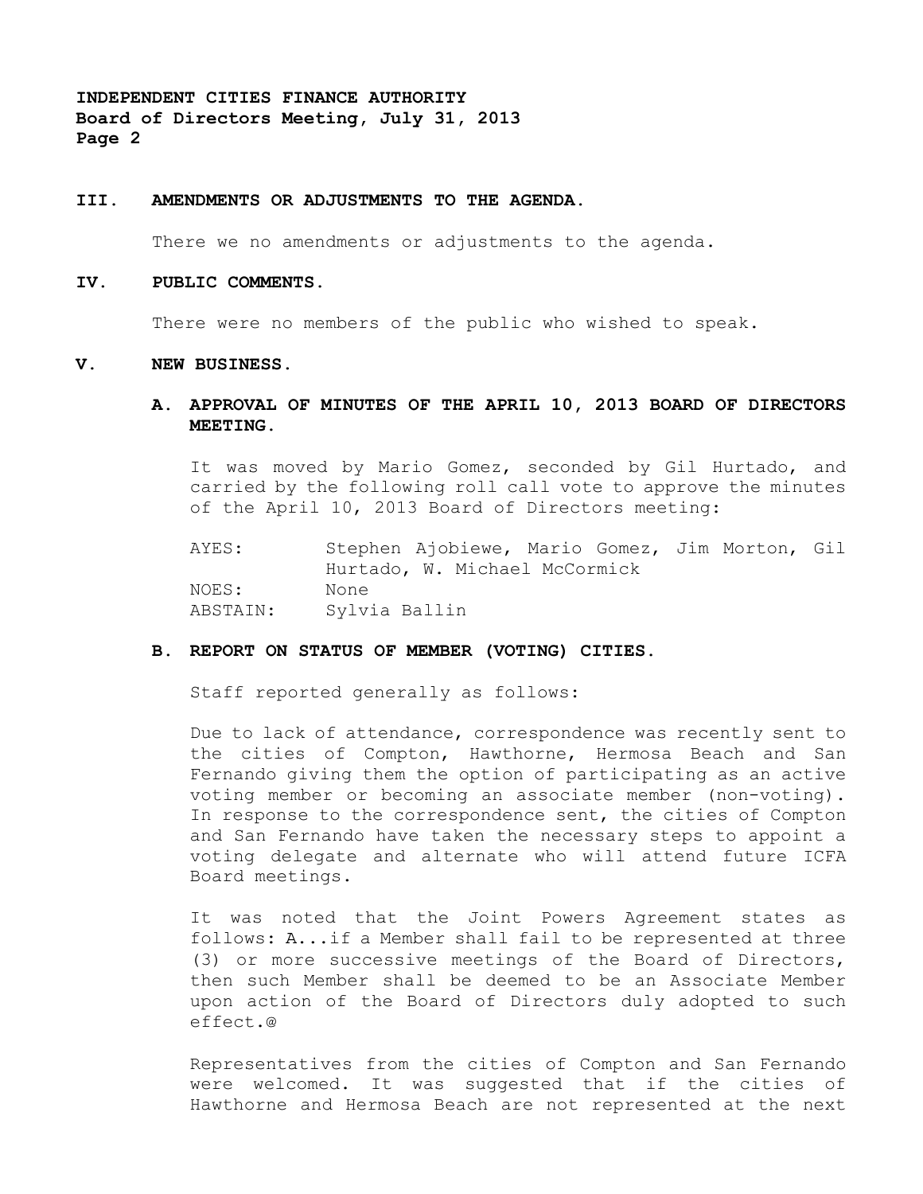### III. AMENDMENTS OR ADJUSTMENTS TO THE AGENDA.

There we no amendments or adjustments to the agenda.

### IV. PUBLIC COMMENTS.

There were no members of the public who wished to speak.

### V. NEW BUSINESS.

#### A. APPROVAL OF MINUTES OF THE APRIL 10, 2013 BOARD OF DIRECTORS MEETING.

It was moved by Mario Gomez, seconded by Gil Hurtado, and carried by the following roll call vote to approve the minutes of the April 10, 2013 Board of Directors meeting:

AYES: Stephen Ajobiewe, Mario Gomez, Jim Morton, Gil Hurtado, W. Michael McCormick
NOES: None
ABSTAIN: Sylvia Ballin

#### B. REPORT ON STATUS OF MEMBER (VOTING) CITIES.

Staff reported generally as follows:

Due to lack of attendance, correspondence was recently sent to the cities of Compton, Hawthorne, Hermosa Beach and San Fernando giving them the option of participating as an active voting member or becoming an associate member (non-voting). In response to the correspondence sent, the cities of Compton and San Fernando have taken the necessary steps to appoint a voting delegate and alternate who will attend future ICFA Board meetings.

It was noted that the Joint Powers Agreement states as follows: A...if a Member shall fail to be represented at three (3) or more successive meetings of the Board of Directors, then such Member shall be deemed to be an Associate Member upon action of the Board of Directors duly adopted to such effect.@

Representatives from the cities of Compton and San Fernando were welcomed. It was suggested that if the cities of Hawthorne and Hermosa Beach are not represented at the next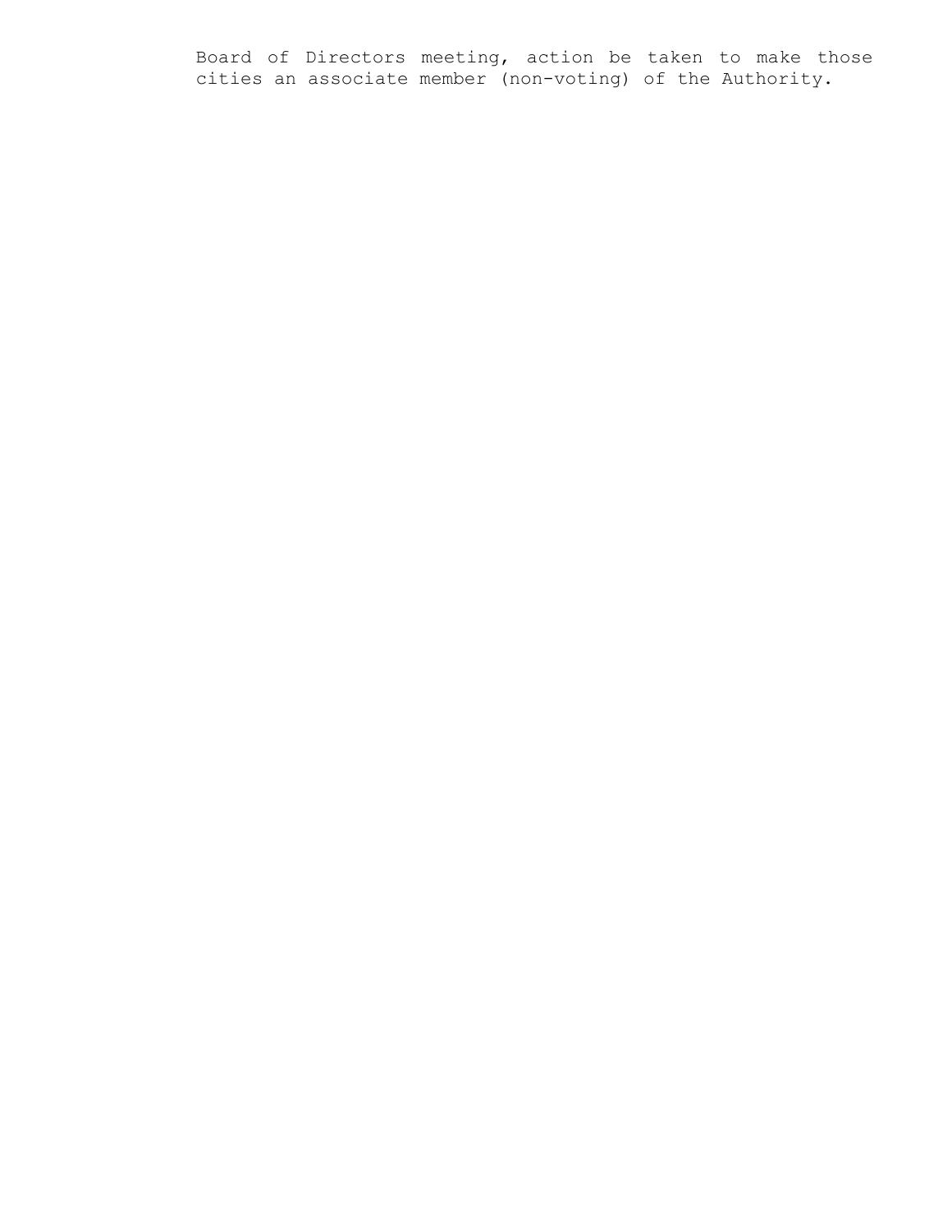Board of Directors meeting, action be taken to make those cities an associate member (non-voting) of the Authority.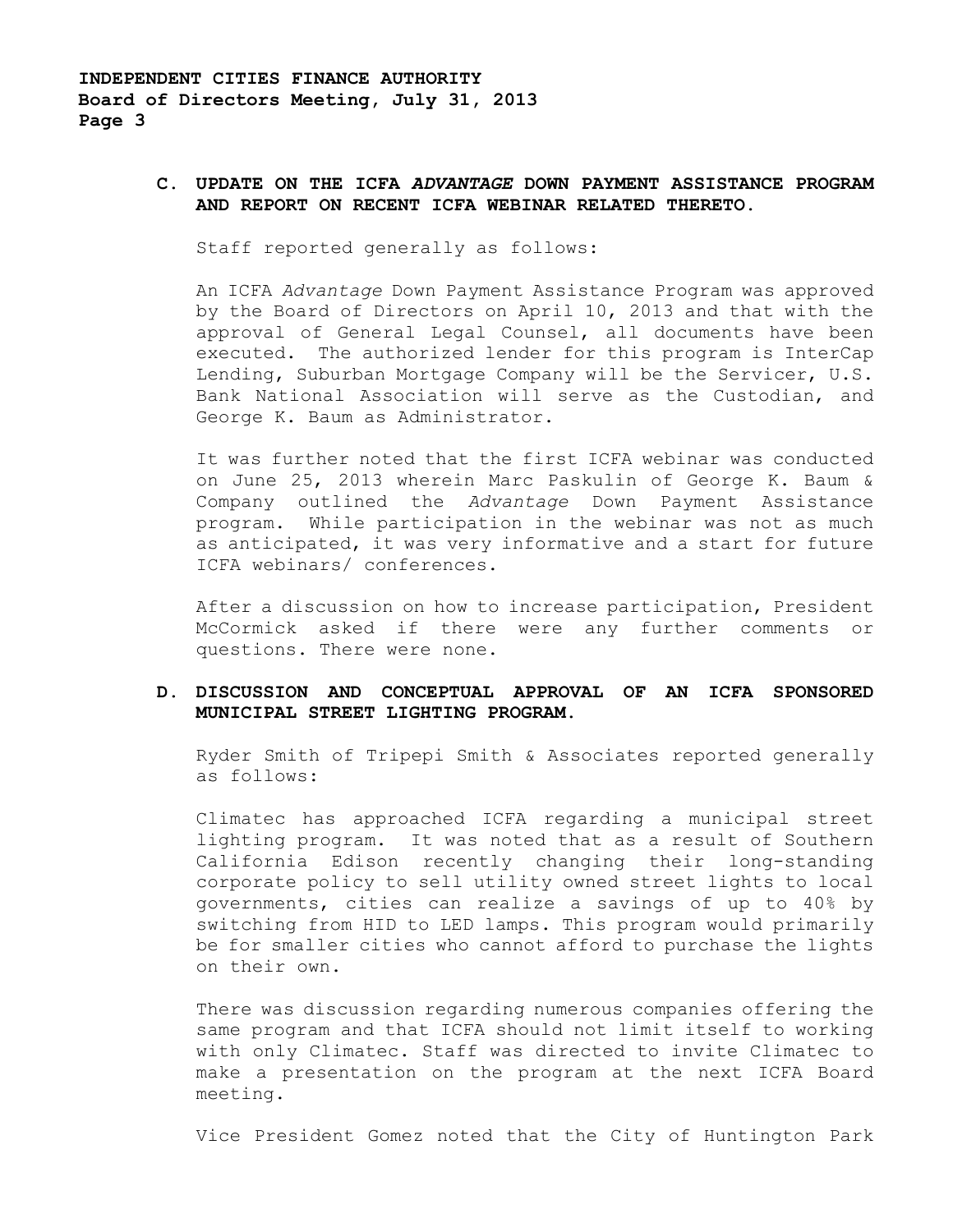### C. UPDATE ON THE ICFA *ADVANTAGE* DOWN PAYMENT ASSISTANCE PROGRAM AND REPORT ON RECENT ICFA WEBINAR RELATED THERETO.

Staff reported generally as follows:

An ICFA *Advantage* Down Payment Assistance Program was approved by the Board of Directors on April 10, 2013 and that with the approval of General Legal Counsel, all documents have been executed. The authorized lender for this program is InterCap Lending, Suburban Mortgage Company will be the Servicer, U.S. Bank National Association will serve as the Custodian, and George K. Baum as Administrator.

It was further noted that the first ICFA webinar was conducted on June 25, 2013 wherein Marc Paskulin of George K. Baum & Company outlined the *Advantage* Down Payment Assistance program. While participation in the webinar was not as much as anticipated, it was very informative and a start for future ICFA webinars/ conferences.

After a discussion on how to increase participation, President McCormick asked if there were any further comments or questions. There were none.

### D. DISCUSSION AND CONCEPTUAL APPROVAL OF AN ICFA SPONSORED MUNICIPAL STREET LIGHTING PROGRAM.

Ryder Smith of Tripepi Smith & Associates reported generally as follows:

Climatec has approached ICFA regarding a municipal street lighting program. It was noted that as a result of Southern California Edison recently changing their long-standing corporate policy to sell utility owned street lights to local governments, cities can realize a savings of up to 40% by switching from HID to LED lamps. This program would primarily be for smaller cities who cannot afford to purchase the lights on their own.

There was discussion regarding numerous companies offering the same program and that ICFA should not limit itself to working with only Climatec. Staff was directed to invite Climatec to make a presentation on the program at the next ICFA Board meeting.

Vice President Gomez noted that the City of Huntington Park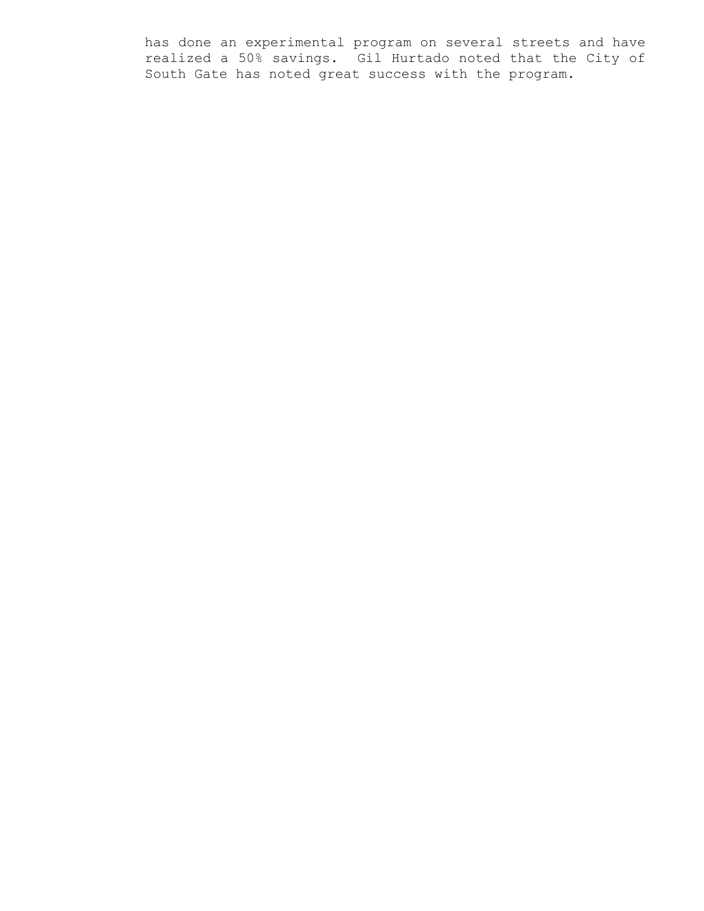has done an experimental program on several streets and have realized a 50% savings. Gil Hurtado noted that the City of South Gate has noted great success with the program.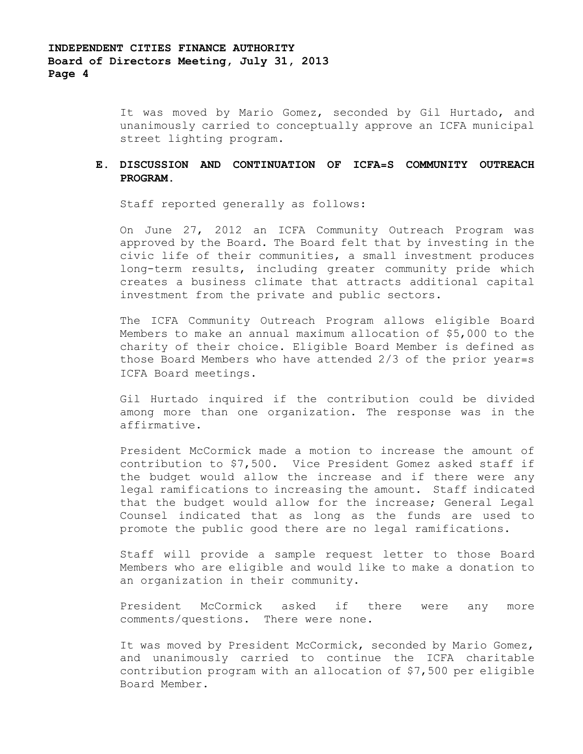It was moved by Mario Gomez, seconded by Gil Hurtado, and unanimously carried to conceptually approve an ICFA municipal street lighting program.

**E. DISCUSSION AND CONTINUATION OF ICFA=S COMMUNITY OUTREACH PROGRAM.**

Staff reported generally as follows:

On June 27, 2012 an ICFA Community Outreach Program was approved by the Board. The Board felt that by investing in the civic life of their communities, a small investment produces long-term results, including greater community pride which creates a business climate that attracts additional capital investment from the private and public sectors.

The ICFA Community Outreach Program allows eligible Board Members to make an annual maximum allocation of $5,000 to the charity of their choice. Eligible Board Member is defined as those Board Members who have attended 2/3 of the prior year=s ICFA Board meetings.

Gil Hurtado inquired if the contribution could be divided among more than one organization. The response was in the affirmative.

President McCormick made a motion to increase the amount of contribution to $7,500. Vice President Gomez asked staff if the budget would allow the increase and if there were any legal ramifications to increasing the amount. Staff indicated that the budget would allow for the increase; General Legal Counsel indicated that as long as the funds are used to promote the public good there are no legal ramifications.

Staff will provide a sample request letter to those Board Members who are eligible and would like to make a donation to an organization in their community.

President McCormick asked if there were any more comments/questions. There were none.

It was moved by President McCormick, seconded by Mario Gomez, and unanimously carried to continue the ICFA charitable contribution program with an allocation of $7,500 per eligible Board Member.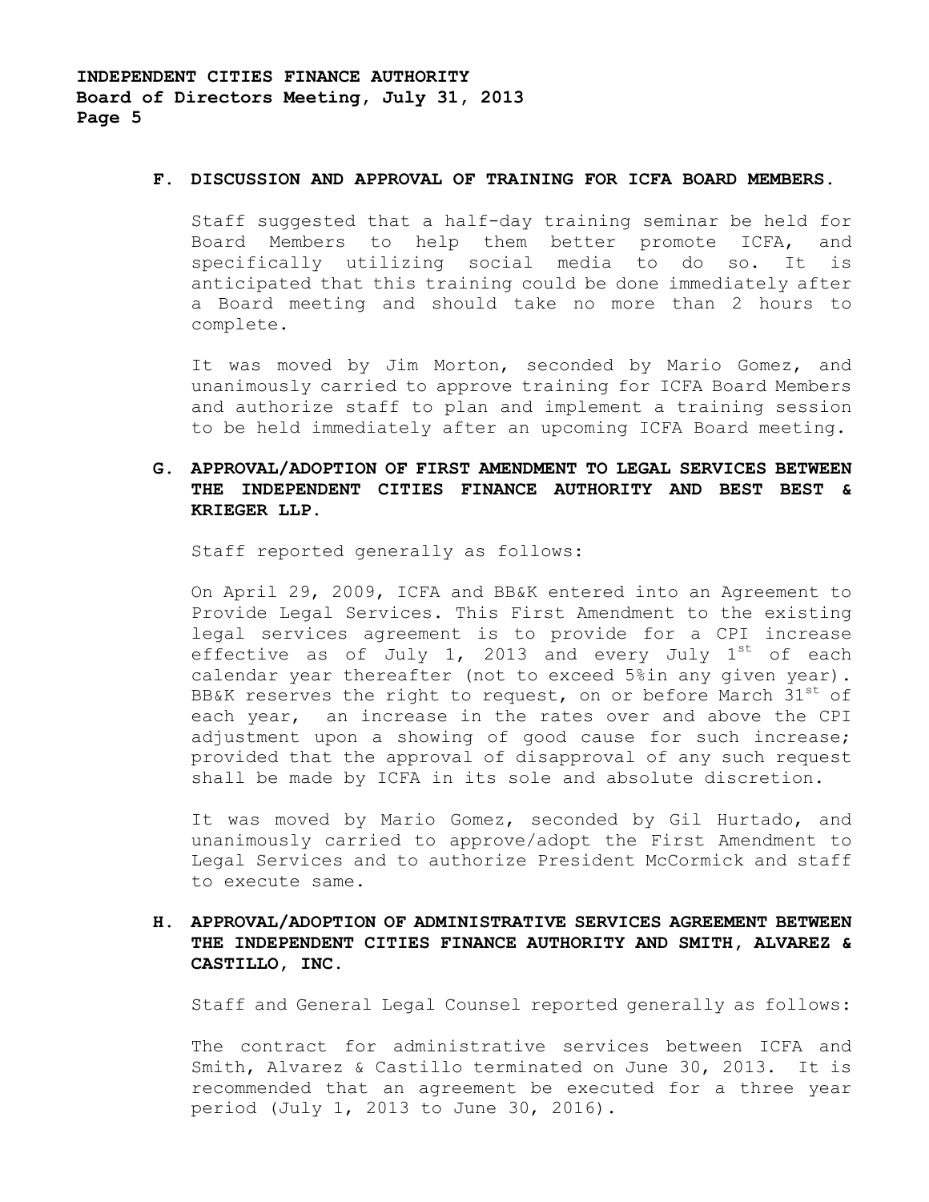**F. DISCUSSION AND APPROVAL OF TRAINING FOR ICFA BOARD MEMBERS.**

Staff suggested that a half-day training seminar be held for Board Members to help them better promote ICFA, and specifically utilizing social media to do so. It is anticipated that this training could be done immediately after a Board meeting and should take no more than 2 hours to complete.

It was moved by Jim Morton, seconded by Mario Gomez, and unanimously carried to approve training for ICFA Board Members and authorize staff to plan and implement a training session to be held immediately after an upcoming ICFA Board meeting.

**G. APPROVAL/ADOPTION OF FIRST AMENDMENT TO LEGAL SERVICES BETWEEN THE INDEPENDENT CITIES FINANCE AUTHORITY AND BEST BEST & KRIEGER LLP.**

Staff reported generally as follows:

On April 29, 2009, ICFA and BB&K entered into an Agreement to Provide Legal Services. This First Amendment to the existing legal services agreement is to provide for a CPI increase effective as of July 1, 2013 and every July 1st of each calendar year thereafter (not to exceed 5%in any given year). BB&K reserves the right to request, on or before March 31st of each year, an increase in the rates over and above the CPI adjustment upon a showing of good cause for such increase; provided that the approval of disapproval of any such request shall be made by ICFA in its sole and absolute discretion.

It was moved by Mario Gomez, seconded by Gil Hurtado, and unanimously carried to approve/adopt the First Amendment to Legal Services and to authorize President McCormick and staff to execute same.

**H. APPROVAL/ADOPTION OF ADMINISTRATIVE SERVICES AGREEMENT BETWEEN THE INDEPENDENT CITIES FINANCE AUTHORITY AND SMITH, ALVAREZ & CASTILLO, INC.**

Staff and General Legal Counsel reported generally as follows:

The contract for administrative services between ICFA and Smith, Alvarez & Castillo terminated on June 30, 2013. It is recommended that an agreement be executed for a three year period (July 1, 2013 to June 30, 2016).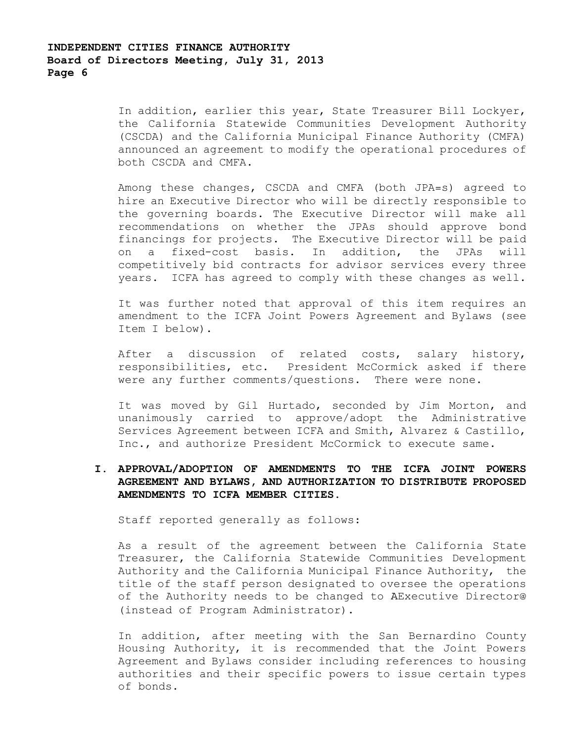In addition, earlier this year, State Treasurer Bill Lockyer, the California Statewide Communities Development Authority (CSCDA) and the California Municipal Finance Authority (CMFA) announced an agreement to modify the operational procedures of both CSCDA and CMFA.

Among these changes, CSCDA and CMFA (both JPA=s) agreed to hire an Executive Director who will be directly responsible to the governing boards. The Executive Director will make all recommendations on whether the JPAs should approve bond financings for projects. The Executive Director will be paid on a fixed-cost basis. In addition, the JPAs will competitively bid contracts for advisor services every three years. ICFA has agreed to comply with these changes as well.

It was further noted that approval of this item requires an amendment to the ICFA Joint Powers Agreement and Bylaws (see Item I below).

After a discussion of related costs, salary history, responsibilities, etc. President McCormick asked if there were any further comments/questions. There were none.

It was moved by Gil Hurtado, seconded by Jim Morton, and unanimously carried to approve/adopt the Administrative Services Agreement between ICFA and Smith, Alvarez & Castillo, Inc., and authorize President McCormick to execute same.

**I. APPROVAL/ADOPTION OF AMENDMENTS TO THE ICFA JOINT POWERS AGREEMENT AND BYLAWS, AND AUTHORIZATION TO DISTRIBUTE PROPOSED AMENDMENTS TO ICFA MEMBER CITIES.**

Staff reported generally as follows:

As a result of the agreement between the California State Treasurer, the California Statewide Communities Development Authority and the California Municipal Finance Authority, the title of the staff person designated to oversee the operations of the Authority needs to be changed to AExecutive Director@ (instead of Program Administrator).

In addition, after meeting with the San Bernardino County Housing Authority, it is recommended that the Joint Powers Agreement and Bylaws consider including references to housing authorities and their specific powers to issue certain types of bonds.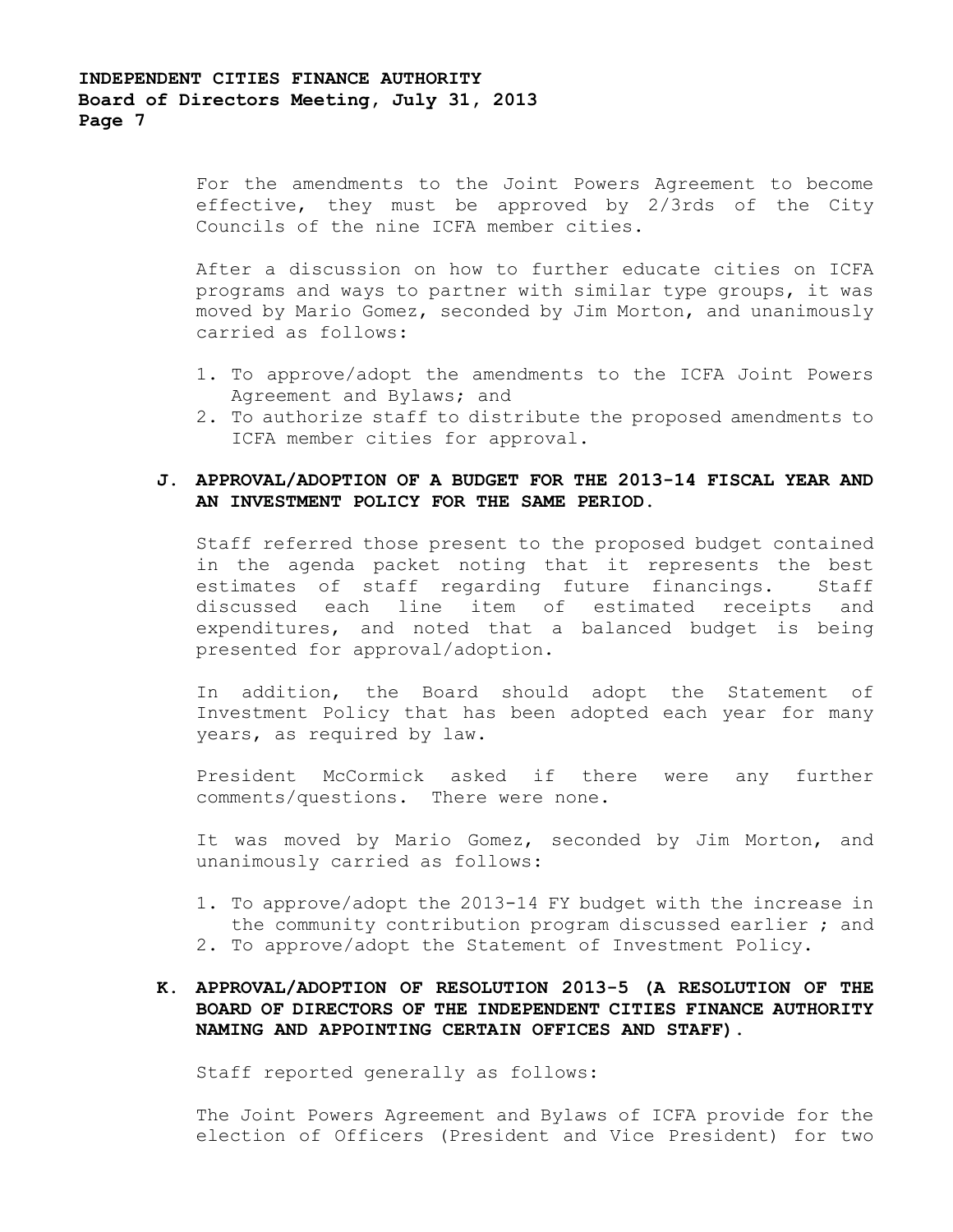For the amendments to the Joint Powers Agreement to become effective, they must be approved by 2/3rds of the City Councils of the nine ICFA member cities.

After a discussion on how to further educate cities on ICFA programs and ways to partner with similar type groups, it was moved by Mario Gomez, seconded by Jim Morton, and unanimously carried as follows:

1. To approve/adopt the amendments to the ICFA Joint Powers Agreement and Bylaws; and
2. To authorize staff to distribute the proposed amendments to ICFA member cities for approval.

**J. APPROVAL/ADOPTION OF A BUDGET FOR THE 2013-14 FISCAL YEAR AND AN INVESTMENT POLICY FOR THE SAME PERIOD.**

Staff referred those present to the proposed budget contained in the agenda packet noting that it represents the best estimates of staff regarding future financings. Staff discussed each line item of estimated receipts and expenditures, and noted that a balanced budget is being presented for approval/adoption.

In addition, the Board should adopt the Statement of Investment Policy that has been adopted each year for many years, as required by law.

President McCormick asked if there were any further comments/questions. There were none.

It was moved by Mario Gomez, seconded by Jim Morton, and unanimously carried as follows:

1. To approve/adopt the 2013-14 FY budget with the increase in the community contribution program discussed earlier ; and
2. To approve/adopt the Statement of Investment Policy.

**K. APPROVAL/ADOPTION OF RESOLUTION 2013-5 (A RESOLUTION OF THE BOARD OF DIRECTORS OF THE INDEPENDENT CITIES FINANCE AUTHORITY NAMING AND APPOINTING CERTAIN OFFICES AND STAFF).**

Staff reported generally as follows:

The Joint Powers Agreement and Bylaws of ICFA provide for the election of Officers (President and Vice President) for two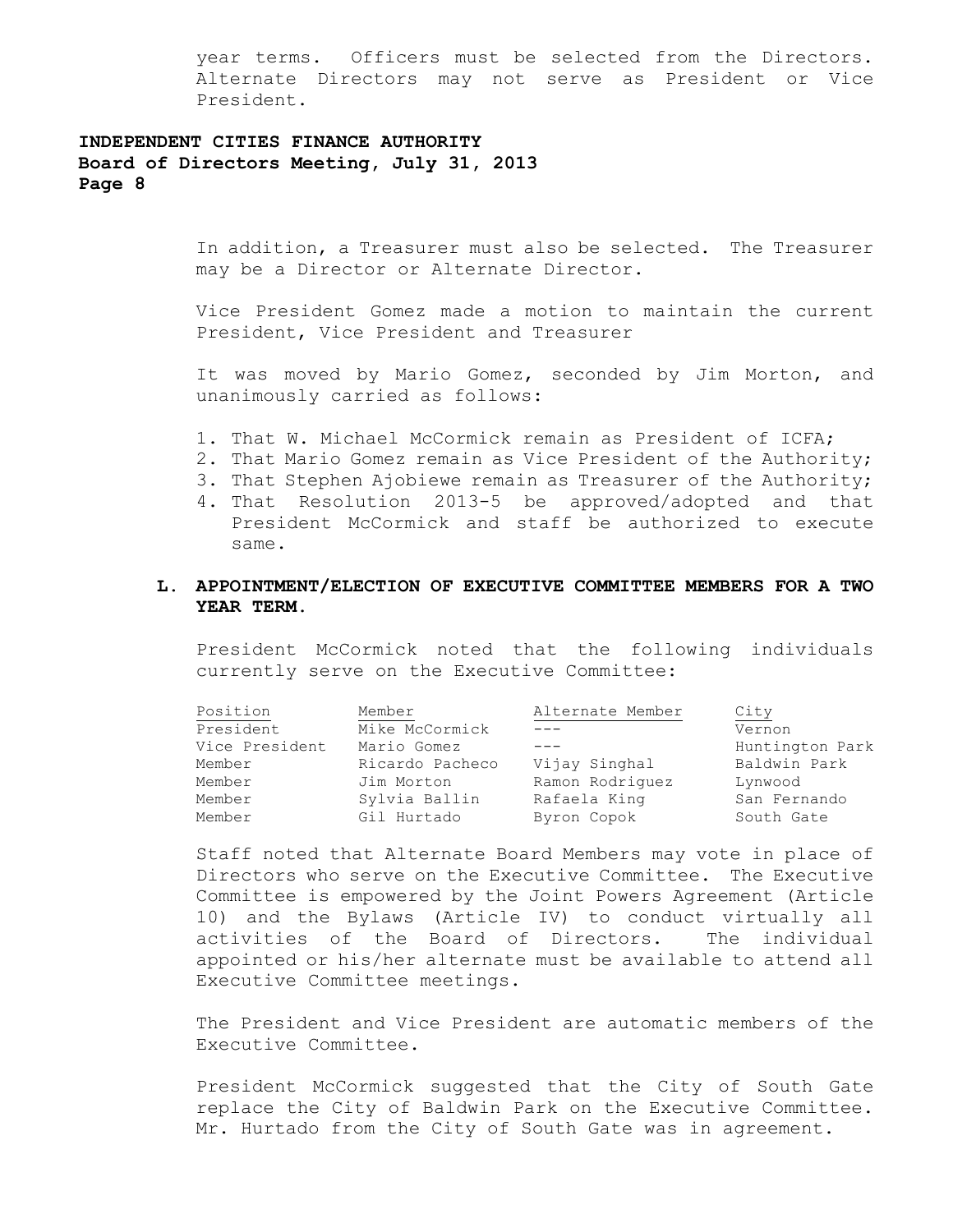year terms. Officers must be selected from the Directors. Alternate Directors may not serve as President or Vice President.

In addition, a Treasurer must also be selected. The Treasurer may be a Director or Alternate Director.

Vice President Gomez made a motion to maintain the current President, Vice President and Treasurer

It was moved by Mario Gomez, seconded by Jim Morton, and unanimously carried as follows:

1. That W. Michael McCormick remain as President of ICFA;
2. That Mario Gomez remain as Vice President of the Authority;
3. That Stephen Ajobiewe remain as Treasurer of the Authority;
4. That Resolution 2013-5 be approved/adopted and that President McCormick and staff be authorized to execute same.

### L. APPOINTMENT/ELECTION OF EXECUTIVE COMMITTEE MEMBERS FOR A TWO YEAR TERM.

President McCormick noted that the following individuals currently serve on the Executive Committee:

| Position | Member | Alternate Member | City |
|---|---|---|---|
| President | Mike McCormick | --- | Vernon |
| Vice President | Mario Gomez | --- | Huntington Park |
| Member | Ricardo Pacheco | Vijay Singhal | Baldwin Park |
| Member | Jim Morton | Ramon Rodriguez | Lynwood |
| Member | Sylvia Ballin | Rafaela King | San Fernando |
| Member | Gil Hurtado | Byron Copok | South Gate |

Staff noted that Alternate Board Members may vote in place of Directors who serve on the Executive Committee. The Executive Committee is empowered by the Joint Powers Agreement (Article 10) and the Bylaws (Article IV) to conduct virtually all activities of the Board of Directors. The individual appointed or his/her alternate must be available to attend all Executive Committee meetings.

The President and Vice President are automatic members of the Executive Committee.

President McCormick suggested that the City of South Gate replace the City of Baldwin Park on the Executive Committee. Mr. Hurtado from the City of South Gate was in agreement.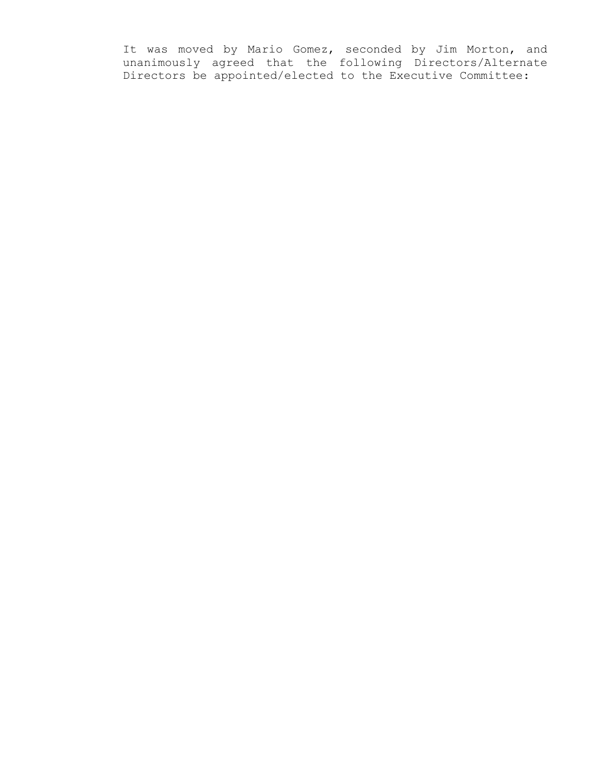It was moved by Mario Gomez, seconded by Jim Morton, and unanimously agreed that the following Directors/Alternate Directors be appointed/elected to the Executive Committee: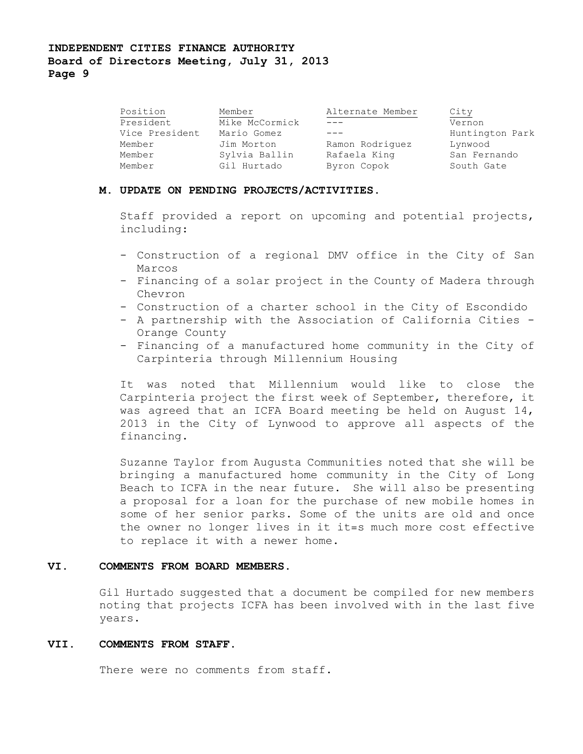| Position | Member | Alternate Member | City |
|---|---|---|---|
| President | Mike McCormick | --- | Vernon |
| Vice President | Mario Gomez | --- | Huntington Park |
| Member | Jim Morton | Ramon Rodriguez | Lynwood |
| Member | Sylvia Ballin | Rafaela King | San Fernando |
| Member | Gil Hurtado | Byron Copok | South Gate |

**M. UPDATE ON PENDING PROJECTS/ACTIVITIES.**

Staff provided a report on upcoming and potential projects, including:

- Construction of a regional DMV office in the City of San Marcos
- Financing of a solar project in the County of Madera through Chevron
- Construction of a charter school in the City of Escondido
- A partnership with the Association of California Cities - Orange County
- Financing of a manufactured home community in the City of Carpinteria through Millennium Housing

It was noted that Millennium would like to close the Carpinteria project the first week of September, therefore, it was agreed that an ICFA Board meeting be held on August 14, 2013 in the City of Lynwood to approve all aspects of the financing.

Suzanne Taylor from Augusta Communities noted that she will be bringing a manufactured home community in the City of Long Beach to ICFA in the near future. She will also be presenting a proposal for a loan for the purchase of new mobile homes in some of her senior parks. Some of the units are old and once the owner no longer lives in it it=s much more cost effective to replace it with a newer home.

**VI. COMMENTS FROM BOARD MEMBERS.**

Gil Hurtado suggested that a document be compiled for new members noting that projects ICFA has been involved with in the last five years.

**VII. COMMENTS FROM STAFF.**

There were no comments from staff.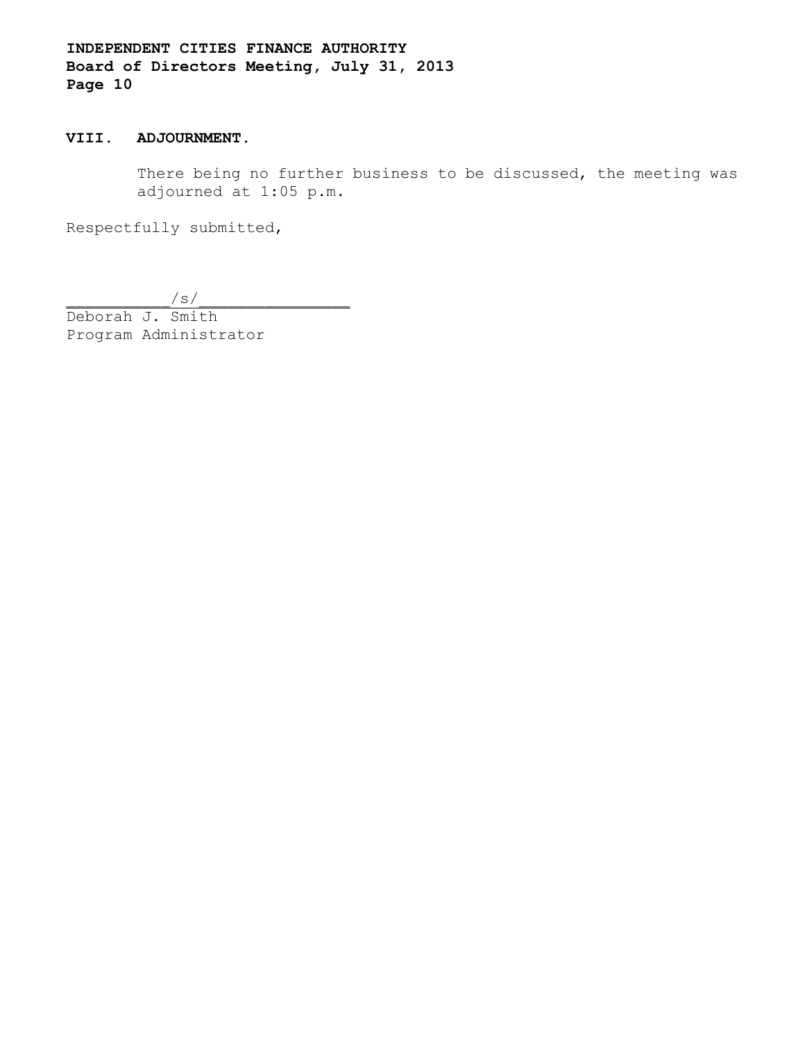## VIII. ADJOURNMENT.

There being no further business to be discussed, the meeting was adjourned at 1:05 p.m.

Respectfully submitted,

___________/s/________________

Deborah J. Smith
Program Administrator